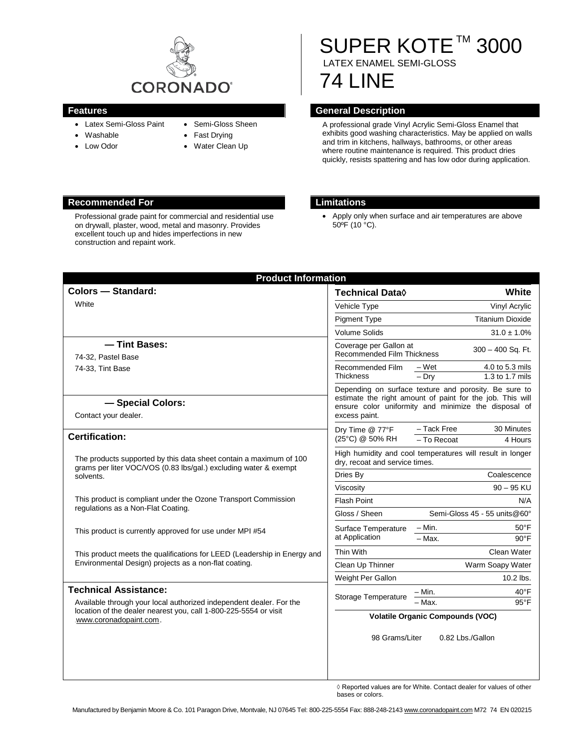# SUPER KOTE™ 3000

LATEX ENAMEL SEMI-GLOSS

# 74 LINE

## Features

- Latex Semi-Gloss Paint
- Washable
- Low Odor
- Semi-Gloss Sheen
- Fast Drying
- Water Clean Up

## General Description

A professional grade Vinyl Acrylic Semi-Gloss Enamel that exhibits good washing characteristics. May be applied on walls and trim in kitchens, hallways, bathrooms, or other areas where routine maintenance is required. This product dries quickly, resists spattering and has low odor during application.

## Recommended For

Professional grade paint for commercial and residential use on drywall, plaster, wood, metal and masonry. Provides excellent touch up and hides imperfections in new construction and repaint work.

## Limitations

- Apply only when surface and air temperatures are above 50ºF (10 °C).

## Product Information

### Colors — Standard:

White

### — Tint Bases:

74-32, Pastel Base

74-33, Tint Base

### — Special Colors:

Contact your dealer.

### Certification:

The products supported by this data sheet contain a maximum of 100 grams per liter VOC/VOS (0.83 lbs/gal.) excluding water & exempt solvents.

This product is compliant under the Ozone Transport Commission regulations as a Non-Flat Coating.

This product is currently approved for use under MPI #54

This product meets the qualifications for LEED (Leadership in Energy and Environmental Design) projects as a non-flat coating.

### Technical Assistance:

Available through your local authorized independent dealer. For the location of the dealer nearest you, call 1-800-225-5554 or visit www.coronadopaint.com.

| Technical Data◊ | | White |
|---|---|---|
| Vehicle Type | | Vinyl Acrylic |
| Pigment Type | | Titanium Dioxide |
| Volume Solids | | 31.0 ± 1.0% |
| Coverage per Gallon at Recommended Film Thickness | | 300 – 400 Sq. Ft. |
| Recommended Film Thickness | – Wet | 4.0 to 5.3 mils |
| | – Dry | 1.3 to 1.7 mils |
| Depending on surface texture and porosity. Be sure to estimate the right amount of paint for the job. This will ensure color uniformity and minimize the disposal of excess paint. | | |
| Dry Time @ 77°F (25°C) @ 50% RH | – Tack Free | 30 Minutes |
| | – To Recoat | 4 Hours |
| High humidity and cool temperatures will result in longer dry, recoat and service times. | | |
| Dries By | | Coalescence |
| Viscosity | | 90 – 95 KU |
| Flash Point | | N/A |
| Gloss / Sheen | | Semi-Gloss 45 - 55 units@60° |
| Surface Temperature at Application | – Min. | 50°F |
| | – Max. | 90°F |
| Thin With | | Clean Water |
| Clean Up Thinner | | Warm Soapy Water |
| Weight Per Gallon | | 10.2 lbs. |
| Storage Temperature | – Min. | 40°F |
| | – Max. | 95°F |

**Volatile Organic Compounds (VOC)**

98 Grams/Liter 0.82 Lbs./Gallon

◊ Reported values are for White. Contact dealer for values of other bases or colors.

Manufactured by Benjamin Moore & Co. 101 Paragon Drive, Montvale, NJ 07645 Tel: 800-225-5554 Fax: 888-248-2143 www.coronadopaint.com M72 74 EN 020215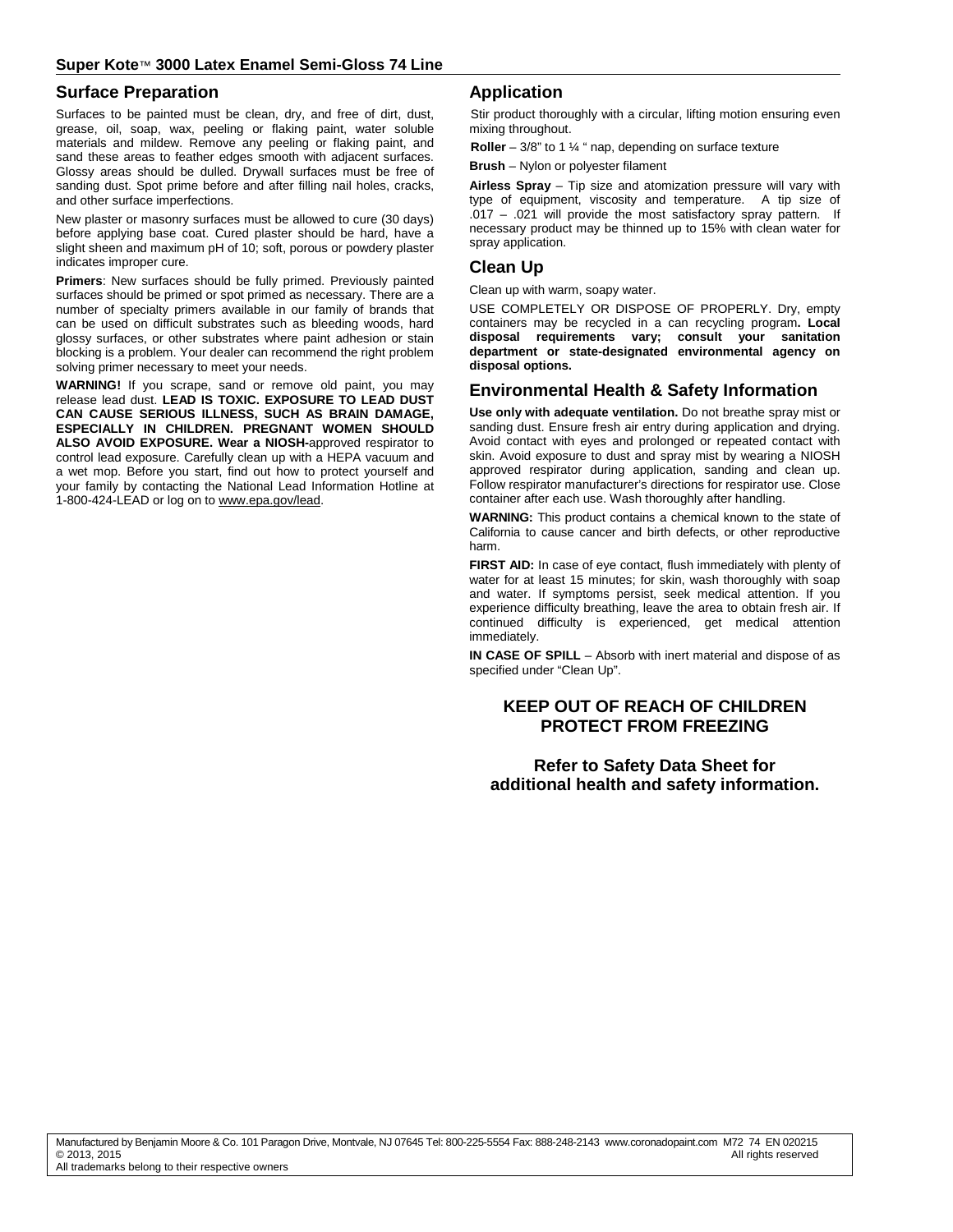## Surface Preparation

Surfaces to be painted must be clean, dry, and free of dirt, dust, grease, oil, soap, wax, peeling or flaking paint, water soluble materials and mildew. Remove any peeling or flaking paint, and sand these areas to feather edges smooth with adjacent surfaces. Glossy areas should be dulled. Drywall surfaces must be free of sanding dust. Spot prime before and after filling nail holes, cracks, and other surface imperfections.

New plaster or masonry surfaces must be allowed to cure (30 days) before applying base coat. Cured plaster should be hard, have a slight sheen and maximum pH of 10; soft, porous or powdery plaster indicates improper cure.

**Primers**: New surfaces should be fully primed. Previously painted surfaces should be primed or spot primed as necessary. There are a number of specialty primers available in our family of brands that can be used on difficult substrates such as bleeding woods, hard glossy surfaces, or other substrates where paint adhesion or stain blocking is a problem. Your dealer can recommend the right problem solving primer necessary to meet your needs.

**WARNING!** If you scrape, sand or remove old paint, you may release lead dust. **LEAD IS TOXIC. EXPOSURE TO LEAD DUST CAN CAUSE SERIOUS ILLNESS, SUCH AS BRAIN DAMAGE, ESPECIALLY IN CHILDREN. PREGNANT WOMEN SHOULD ALSO AVOID EXPOSURE. Wear a NIOSH-**approved respirator to control lead exposure. Carefully clean up with a HEPA vacuum and a wet mop. Before you start, find out how to protect yourself and your family by contacting the National Lead Information Hotline at 1-800-424-LEAD or log on to www.epa.gov/lead.

## Application

Stir product thoroughly with a circular, lifting motion ensuring even mixing throughout.

**Roller** – 3/8" to 1 ¼ " nap, depending on surface texture

**Brush** – Nylon or polyester filament

**Airless Spray** – Tip size and atomization pressure will vary with type of equipment, viscosity and temperature. A tip size of .017 – .021 will provide the most satisfactory spray pattern. If necessary product may be thinned up to 15% with clean water for spray application.

## Clean Up

Clean up with warm, soapy water.

USE COMPLETELY OR DISPOSE OF PROPERLY. Dry, empty containers may be recycled in a can recycling program**. Local disposal requirements vary; consult your sanitation department or state-designated environmental agency on disposal options.**

## Environmental Health & Safety Information

**Use only with adequate ventilation.** Do not breathe spray mist or sanding dust. Ensure fresh air entry during application and drying. Avoid contact with eyes and prolonged or repeated contact with skin. Avoid exposure to dust and spray mist by wearing a NIOSH approved respirator during application, sanding and clean up. Follow respirator manufacturer's directions for respirator use. Close container after each use. Wash thoroughly after handling.

**WARNING:** This product contains a chemical known to the state of California to cause cancer and birth defects, or other reproductive harm.

**FIRST AID:** In case of eye contact, flush immediately with plenty of water for at least 15 minutes; for skin, wash thoroughly with soap and water. If symptoms persist, seek medical attention. If you experience difficulty breathing, leave the area to obtain fresh air. If continued difficulty is experienced, get medical attention immediately.

**IN CASE OF SPILL** – Absorb with inert material and dispose of as specified under "Clean Up".

**KEEP OUT OF REACH OF CHILDREN**
**PROTECT FROM FREEZING**

**Refer to Safety Data Sheet for additional health and safety information.**

Manufactured by Benjamin Moore & Co. 101 Paragon Drive, Montvale, NJ 07645 Tel: 800-225-5554 Fax: 888-248-2143 www.coronadopaint.com M72 74 EN 020215
© 2013, 2015 All rights reserved
All trademarks belong to their respective owners